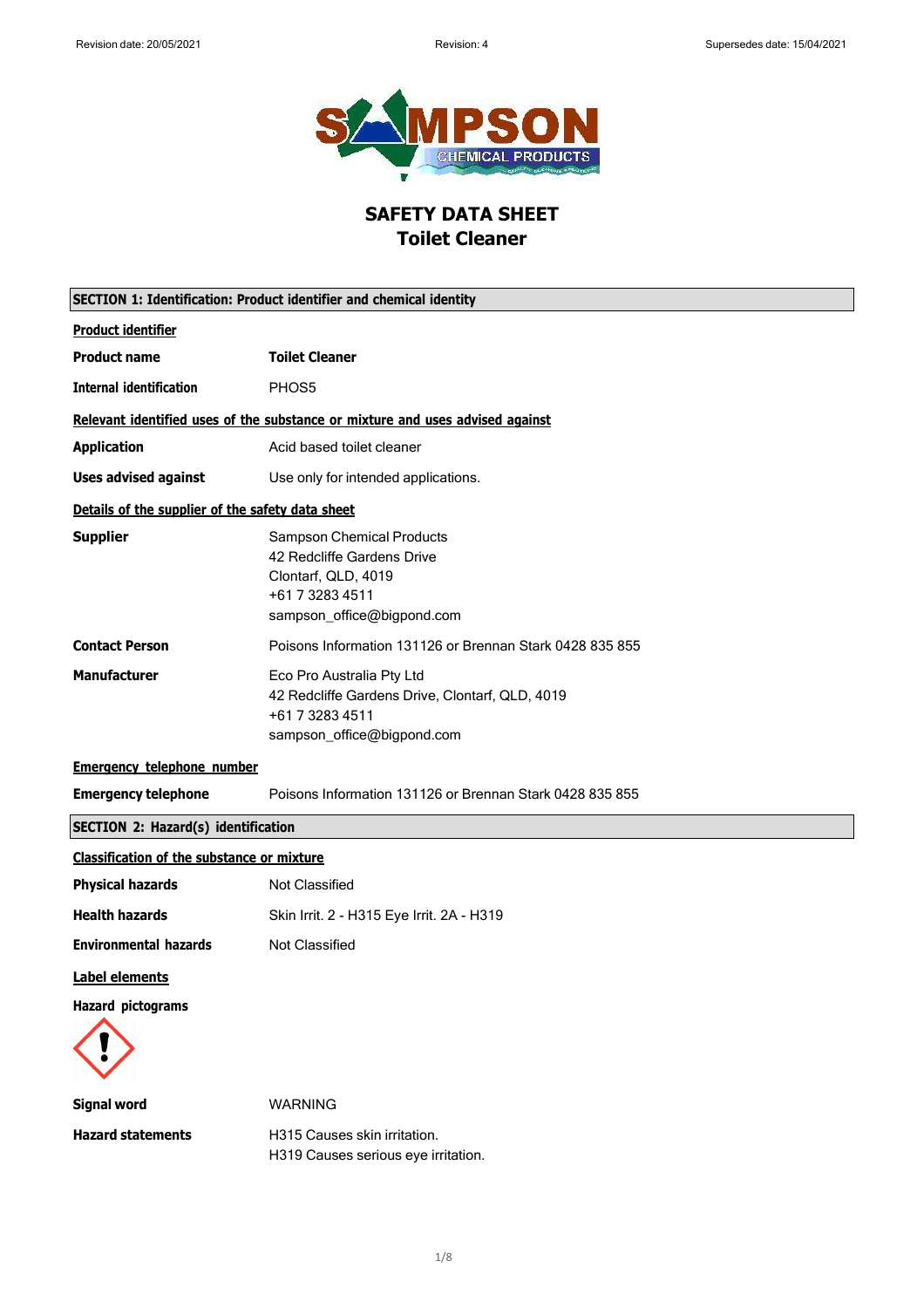# SAFETY DATA SHEET
# Toilet Cleaner

## SECTION 1: Identification: Product identifier and chemical identity

**Product identifier**

| | |
|---|---|
| **Product name** | **Toilet Cleaner** |
| **Internal identification** | PHOS5 |

**Relevant identified uses of the substance or mixture and uses advised against**

| | |
|---|---|
| **Application** | Acid based toilet cleaner |
| **Uses advised against** | Use only for intended applications. |

**Details of the supplier of the safety data sheet**

| | |
|---|---|
| **Supplier** | Sampson Chemical Products<br>42 Redcliffe Gardens Drive<br>Clontarf, QLD, 4019<br>+61 7 3283 4511<br>sampson_office@bigpond.com |
| **Contact Person** | Poisons Information 131126 or Brennan Stark 0428 835 855 |
| **Manufacturer** | Eco Pro Australia Pty Ltd<br>42 Redcliffe Gardens Drive, Clontarf, QLD, 4019<br>+61 7 3283 4511<br>sampson_office@bigpond.com |

**Emergency telephone number**

| | |
|---|---|
| **Emergency telephone** | Poisons Information 131126 or Brennan Stark 0428 835 855 |

## SECTION 2: Hazard(s) identification

**Classification of the substance or mixture**

| | |
|---|---|
| **Physical hazards** | Not Classified |
| **Health hazards** | Skin Irrit. 2 - H315 Eye Irrit. 2A - H319 |
| **Environmental hazards** | Not Classified |

**Label elements**

**Hazard pictograms**

| | |
|---|---|
| **Signal word** | WARNING |
| **Hazard statements** | H315 Causes skin irritation.<br>H319 Causes serious eye irritation. |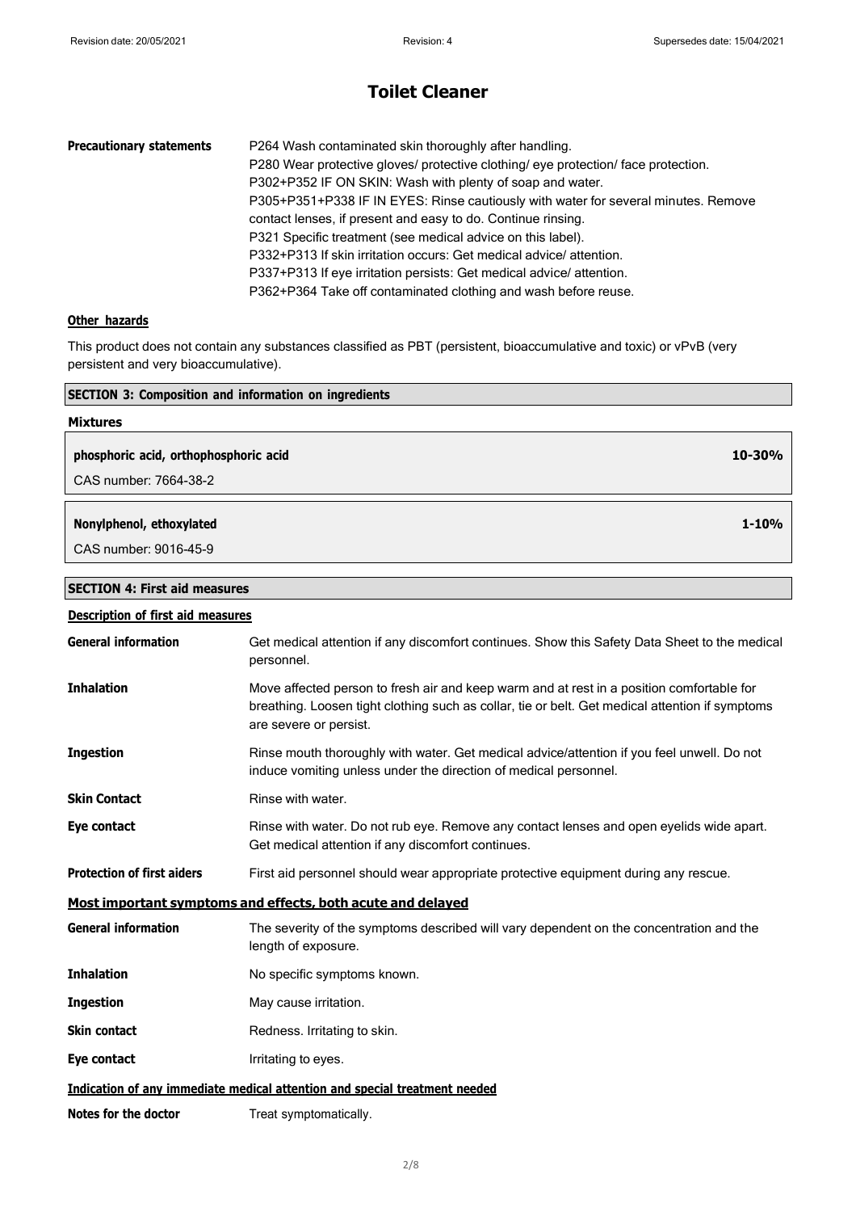# Toilet Cleaner

| | |
|---|---|
| **Precautionary statements** | P264 Wash contaminated skin thoroughly after handling.<br>P280 Wear protective gloves/ protective clothing/ eye protection/ face protection.<br>P302+P352 IF ON SKIN: Wash with plenty of soap and water.<br>P305+P351+P338 IF IN EYES: Rinse cautiously with water for several minutes. Remove contact lenses, if present and easy to do. Continue rinsing.<br>P321 Specific treatment (see medical advice on this label).<br>P332+P313 If skin irritation occurs: Get medical advice/ attention.<br>P337+P313 If eye irritation persists: Get medical advice/ attention.<br>P362+P364 Take off contaminated clothing and wash before reuse. |

### Other hazards

This product does not contain any substances classified as PBT (persistent, bioaccumulative and toxic) or vPvB (very persistent and very bioaccumulative).

## SECTION 3: Composition and information on ingredients

### Mixtures

| | |
|---|---|
| **phosphoric acid, orthophosphoric acid** | **10-30%** |
| CAS number: 7664-38-2 | |

| | |
|---|---|
| **Nonylphenol, ethoxylated** | **1-10%** |
| CAS number: 9016-45-9 | |

## SECTION 4: First aid measures

### Description of first aid measures

| | |
|---|---|
| **General information** | Get medical attention if any discomfort continues. Show this Safety Data Sheet to the medical personnel. |
| **Inhalation** | Move affected person to fresh air and keep warm and at rest in a position comfortable for breathing. Loosen tight clothing such as collar, tie or belt. Get medical attention if symptoms are severe or persist. |
| **Ingestion** | Rinse mouth thoroughly with water. Get medical advice/attention if you feel unwell. Do not induce vomiting unless under the direction of medical personnel. |
| **Skin Contact** | Rinse with water. |
| **Eye contact** | Rinse with water. Do not rub eye. Remove any contact lenses and open eyelids wide apart. Get medical attention if any discomfort continues. |
| **Protection of first aiders** | First aid personnel should wear appropriate protective equipment during any rescue. |

### Most important symptoms and effects, both acute and delayed

| | |
|---|---|
| **General information** | The severity of the symptoms described will vary dependent on the concentration and the length of exposure. |
| **Inhalation** | No specific symptoms known. |
| **Ingestion** | May cause irritation. |
| **Skin contact** | Redness. Irritating to skin. |
| **Eye contact** | Irritating to eyes. |

### Indication of any immediate medical attention and special treatment needed

| | |
|---|---|
| **Notes for the doctor** | Treat symptomatically. |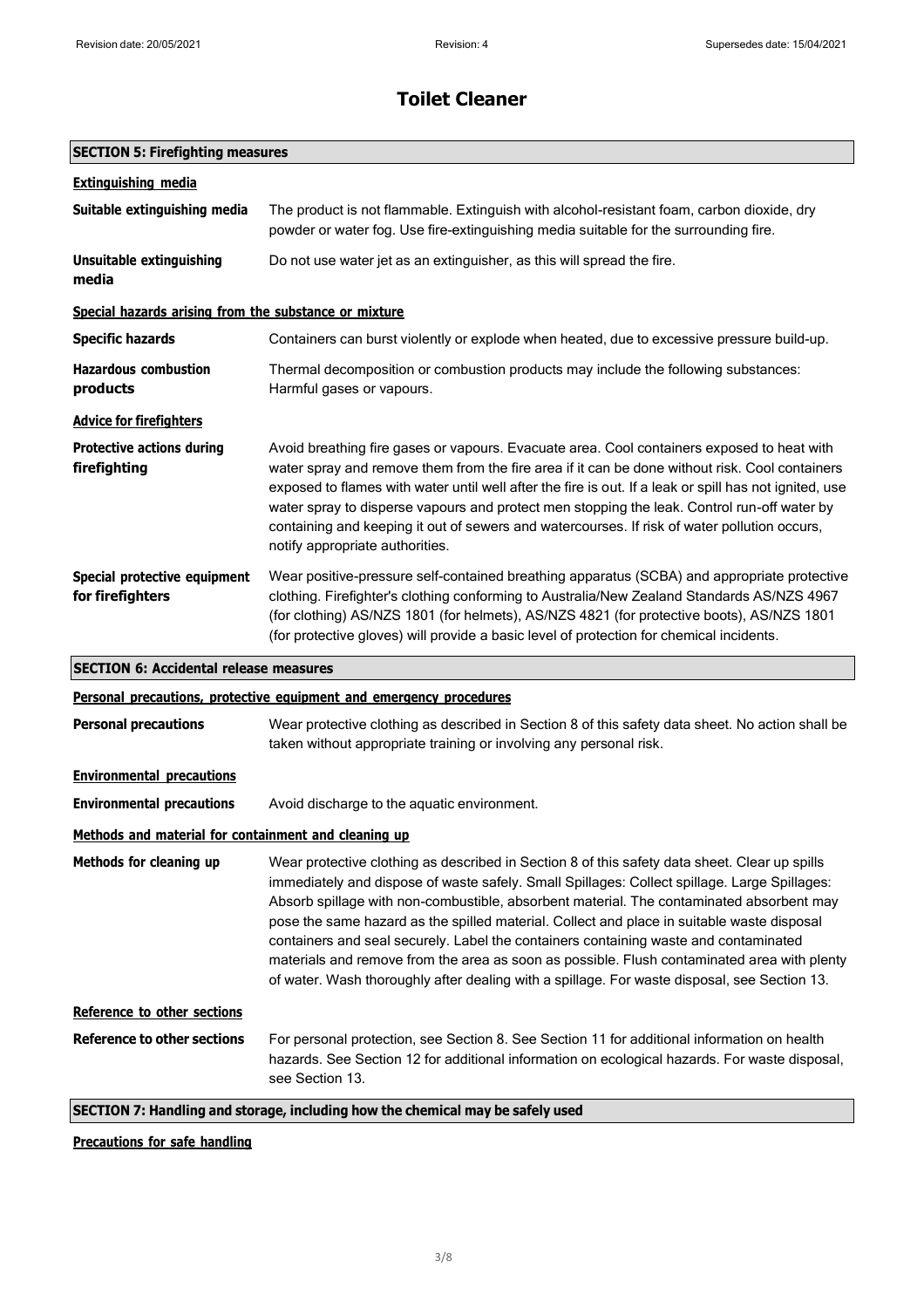# Toilet Cleaner

## SECTION 5: Firefighting measures

### Extinguishing media

**Suitable extinguishing media** The product is not flammable. Extinguish with alcohol-resistant foam, carbon dioxide, dry powder or water fog. Use fire-extinguishing media suitable for the surrounding fire.

**Unsuitable extinguishing media** Do not use water jet as an extinguisher, as this will spread the fire.

### Special hazards arising from the substance or mixture

**Specific hazards** Containers can burst violently or explode when heated, due to excessive pressure build-up.

**Hazardous combustion products** Thermal decomposition or combustion products may include the following substances: Harmful gases or vapours.

### Advice for firefighters

**Protective actions during firefighting** Avoid breathing fire gases or vapours. Evacuate area. Cool containers exposed to heat with water spray and remove them from the fire area if it can be done without risk. Cool containers exposed to flames with water until well after the fire is out. If a leak or spill has not ignited, use water spray to disperse vapours and protect men stopping the leak. Control run-off water by containing and keeping it out of sewers and watercourses. If risk of water pollution occurs, notify appropriate authorities.

**Special protective equipment for firefighters** Wear positive-pressure self-contained breathing apparatus (SCBA) and appropriate protective clothing. Firefighter's clothing conforming to Australia/New Zealand Standards AS/NZS 4967 (for clothing) AS/NZS 1801 (for helmets), AS/NZS 4821 (for protective boots), AS/NZS 1801 (for protective gloves) will provide a basic level of protection for chemical incidents.

## SECTION 6: Accidental release measures

### Personal precautions, protective equipment and emergency procedures

**Personal precautions** Wear protective clothing as described in Section 8 of this safety data sheet. No action shall be taken without appropriate training or involving any personal risk.

### Environmental precautions

**Environmental precautions** Avoid discharge to the aquatic environment.

### Methods and material for containment and cleaning up

**Methods for cleaning up** Wear protective clothing as described in Section 8 of this safety data sheet. Clear up spills immediately and dispose of waste safely. Small Spillages: Collect spillage. Large Spillages: Absorb spillage with non-combustible, absorbent material. The contaminated absorbent may pose the same hazard as the spilled material. Collect and place in suitable waste disposal containers and seal securely. Label the containers containing waste and contaminated materials and remove from the area as soon as possible. Flush contaminated area with plenty of water. Wash thoroughly after dealing with a spillage. For waste disposal, see Section 13.

### Reference to other sections

**Reference to other sections** For personal protection, see Section 8. See Section 11 for additional information on health hazards. See Section 12 for additional information on ecological hazards. For waste disposal, see Section 13.

## SECTION 7: Handling and storage, including how the chemical may be safely used

### Precautions for safe handling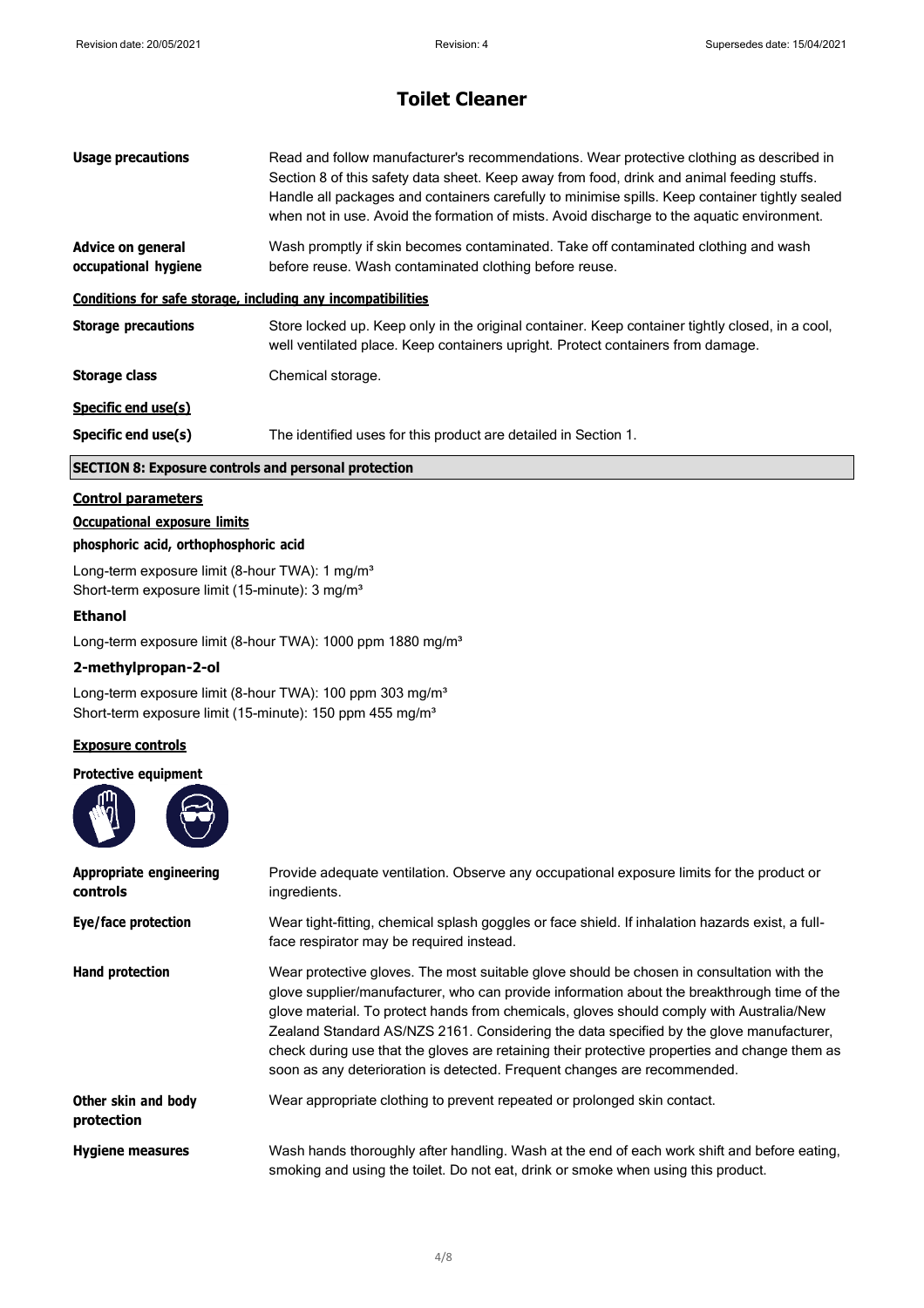# Toilet Cleaner

| | |
|---|---|
| **Usage precautions** | Read and follow manufacturer's recommendations. Wear protective clothing as described in Section 8 of this safety data sheet. Keep away from food, drink and animal feeding stuffs. Handle all packages and containers carefully to minimise spills. Keep container tightly sealed when not in use. Avoid the formation of mists. Avoid discharge to the aquatic environment. |
| **Advice on general occupational hygiene** | Wash promptly if skin becomes contaminated. Take off contaminated clothing and wash before reuse. Wash contaminated clothing before reuse. |

**Conditions for safe storage, including any incompatibilities**

| | |
|---|---|
| **Storage precautions** | Store locked up. Keep only in the original container. Keep container tightly closed, in a cool, well ventilated place. Keep containers upright. Protect containers from damage. |
| **Storage class** | Chemical storage. |

**Specific end use(s)**

| | |
|---|---|
| **Specific end use(s)** | The identified uses for this product are detailed in Section 1. |

## SECTION 8: Exposure controls and personal protection

**Control parameters**

**Occupational exposure limits**

**phosphoric acid, orthophosphoric acid**

Long-term exposure limit (8-hour TWA): 1 mg/m³
Short-term exposure limit (15-minute): 3 mg/m³

**Ethanol**

Long-term exposure limit (8-hour TWA): 1000 ppm 1880 mg/m³

**2-methylpropan-2-ol**

Long-term exposure limit (8-hour TWA): 100 ppm 303 mg/m³
Short-term exposure limit (15-minute): 150 ppm 455 mg/m³

**Exposure controls**

**Protective equipment**

| | |
|---|---|
| **Appropriate engineering controls** | Provide adequate ventilation. Observe any occupational exposure limits for the product or ingredients. |
| **Eye/face protection** | Wear tight-fitting, chemical splash goggles or face shield. If inhalation hazards exist, a full-face respirator may be required instead. |
| **Hand protection** | Wear protective gloves. The most suitable glove should be chosen in consultation with the glove supplier/manufacturer, who can provide information about the breakthrough time of the glove material. To protect hands from chemicals, gloves should comply with Australia/New Zealand Standard AS/NZS 2161. Considering the data specified by the glove manufacturer, check during use that the gloves are retaining their protective properties and change them as soon as any deterioration is detected. Frequent changes are recommended. |
| **Other skin and body protection** | Wear appropriate clothing to prevent repeated or prolonged skin contact. |
| **Hygiene measures** | Wash hands thoroughly after handling. Wash at the end of each work shift and before eating, smoking and using the toilet. Do not eat, drink or smoke when using this product. |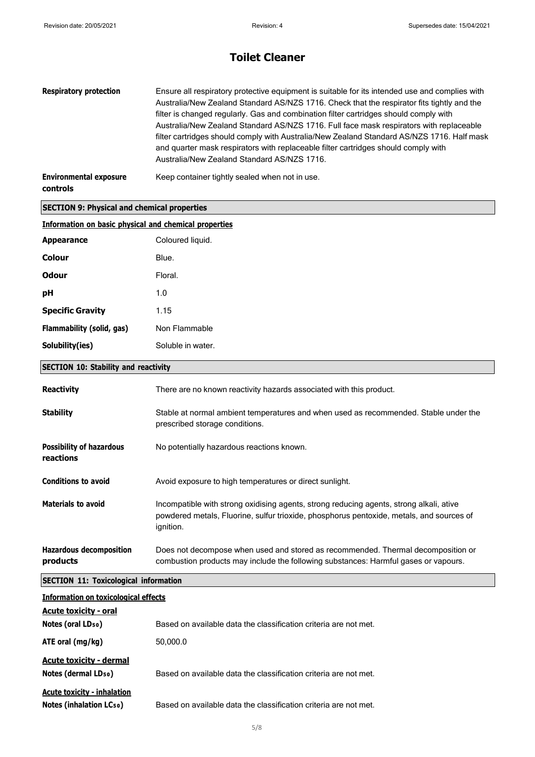# Toilet Cleaner

| | |
|---|---|
| **Respiratory protection** | Ensure all respiratory protective equipment is suitable for its intended use and complies with Australia/New Zealand Standard AS/NZS 1716. Check that the respirator fits tightly and the filter is changed regularly. Gas and combination filter cartridges should comply with Australia/New Zealand Standard AS/NZS 1716. Full face mask respirators with replaceable filter cartridges should comply with Australia/New Zealand Standard AS/NZS 1716. Half mask and quarter mask respirators with replaceable filter cartridges should comply with Australia/New Zealand Standard AS/NZS 1716. |
| **Environmental exposure controls** | Keep container tightly sealed when not in use. |

## SECTION 9: Physical and chemical properties

### Information on basic physical and chemical properties

| | |
|---|---|
| **Appearance** | Coloured liquid. |
| **Colour** | Blue. |
| **Odour** | Floral. |
| **pH** | 1.0 |
| **Specific Gravity** | 1.15 |
| **Flammability (solid, gas)** | Non Flammable |
| **Solubility(ies)** | Soluble in water. |

## SECTION 10: Stability and reactivity

| | |
|---|---|
| **Reactivity** | There are no known reactivity hazards associated with this product. |
| **Stability** | Stable at normal ambient temperatures and when used as recommended. Stable under the prescribed storage conditions. |
| **Possibility of hazardous reactions** | No potentially hazardous reactions known. |
| **Conditions to avoid** | Avoid exposure to high temperatures or direct sunlight. |
| **Materials to avoid** | Incompatible with strong oxidising agents, strong reducing agents, strong alkali, ative powdered metals, Fluorine, sulfur trioxide, phosphorus pentoxide, metals, and sources of ignition. |
| **Hazardous decomposition products** | Does not decompose when used and stored as recommended. Thermal decomposition or combustion products may include the following substances: Harmful gases or vapours. |

## SECTION 11: Toxicological information

### Information on toxicological effects

**Acute toxicity - oral**

| | |
|---|---|
| **Notes (oral $LD_{50}$)** | Based on available data the classification criteria are not met. |
| **ATE oral (mg/kg)** | 50,000.0 |

**Acute toxicity - dermal**

| | |
|---|---|
| **Notes (dermal $LD_{50}$)** | Based on available data the classification criteria are not met. |

**Acute toxicity - inhalation**

| | |
|---|---|
| **Notes (inhalation $LC_{50}$)** | Based on available data the classification criteria are not met. |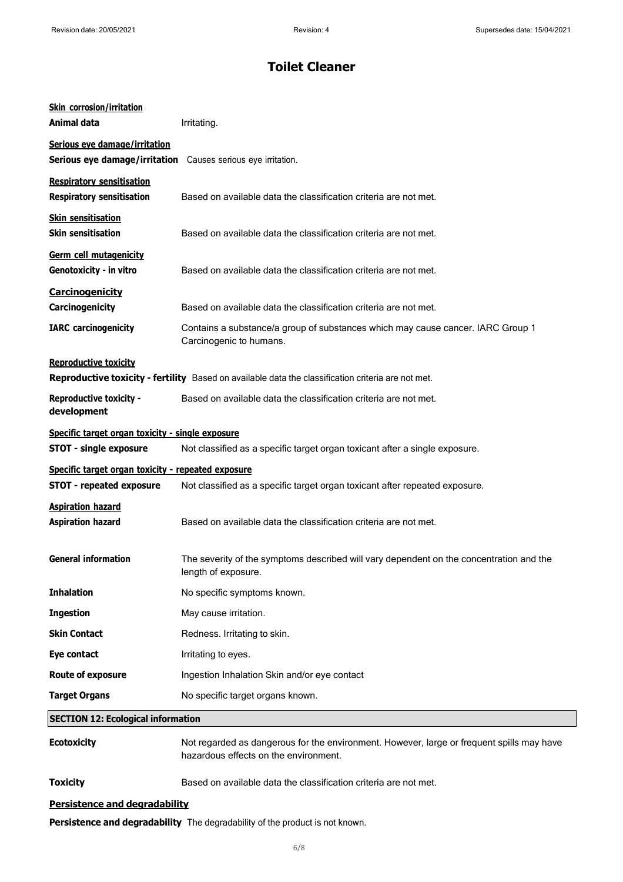# Toilet Cleaner

**Skin corrosion/irritation**

**Animal data** Irritating.

**Serious eye damage/irritation**

**Serious eye damage/irritation** Causes serious eye irritation.

**Respiratory sensitisation**

**Respiratory sensitisation** Based on available data the classification criteria are not met.

**Skin sensitisation**

**Skin sensitisation** Based on available data the classification criteria are not met.

**Germ cell mutagenicity**

**Genotoxicity - in vitro** Based on available data the classification criteria are not met.

**Carcinogenicity**

**Carcinogenicity** Based on available data the classification criteria are not met.

**IARC carcinogenicity** Contains a substance/a group of substances which may cause cancer. IARC Group 1 Carcinogenic to humans.

**Reproductive toxicity**

**Reproductive toxicity - fertility** Based on available data the classification criteria are not met.

**Reproductive toxicity - development** Based on available data the classification criteria are not met.

**Specific target organ toxicity - single exposure**

**STOT - single exposure** Not classified as a specific target organ toxicant after a single exposure.

**Specific target organ toxicity - repeated exposure**

**STOT - repeated exposure** Not classified as a specific target organ toxicant after repeated exposure.

**Aspiration hazard**

**Aspiration hazard** Based on available data the classification criteria are not met.

**General information** The severity of the symptoms described will vary dependent on the concentration and the length of exposure.

**Inhalation** No specific symptoms known.

**Ingestion** May cause irritation.

**Skin Contact** Redness. Irritating to skin.

**Eye contact** Irritating to eyes.

**Route of exposure** Ingestion Inhalation Skin and/or eye contact

**Target Organs** No specific target organs known.

## SECTION 12: Ecological information

**Ecotoxicity** Not regarded as dangerous for the environment. However, large or frequent spills may have hazardous effects on the environment.

**Toxicity** Based on available data the classification criteria are not met.

**Persistence and degradability**

**Persistence and degradability** The degradability of the product is not known.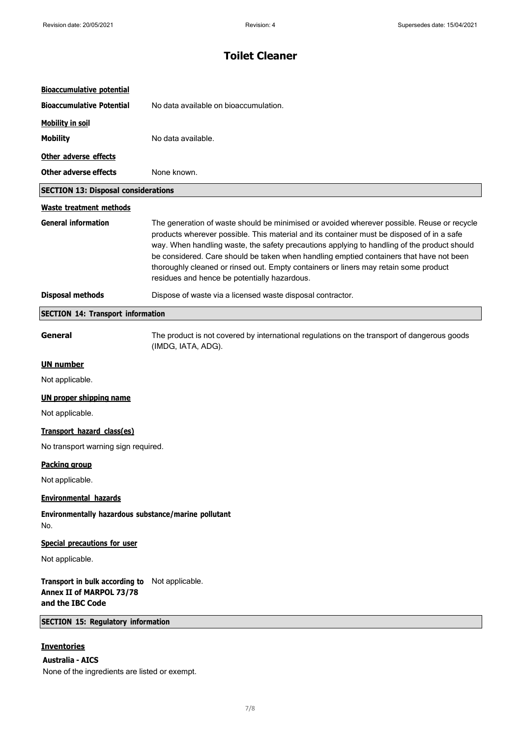# Toilet Cleaner

**Bioaccumulative potential**

**Bioaccumulative Potential** No data available on bioaccumulation.

**Mobility in soil**

**Mobility** No data available.

**Other adverse effects**

**Other adverse effects** None known.

## SECTION 13: Disposal considerations

**Waste treatment methods**

**General information** The generation of waste should be minimised or avoided wherever possible. Reuse or recycle products wherever possible. This material and its container must be disposed of in a safe way. When handling waste, the safety precautions applying to handling of the product should be considered. Care should be taken when handling emptied containers that have not been thoroughly cleaned or rinsed out. Empty containers or liners may retain some product residues and hence be potentially hazardous.

**Disposal methods** Dispose of waste via a licensed waste disposal contractor.

## SECTION 14: Transport information

**General** The product is not covered by international regulations on the transport of dangerous goods (IMDG, IATA, ADG).

**UN number**

Not applicable.

**UN proper shipping name**

Not applicable.

**Transport hazard class(es)**

No transport warning sign required.

**Packing group**

Not applicable.

**Environmental hazards**

**Environmentally hazardous substance/marine pollutant**

No.

**Special precautions for user**

Not applicable.

**Transport in bulk according to Annex II of MARPOL 73/78 and the IBC Code** Not applicable.

## SECTION 15: Regulatory information

**Inventories**

**Australia - AICS**

None of the ingredients are listed or exempt.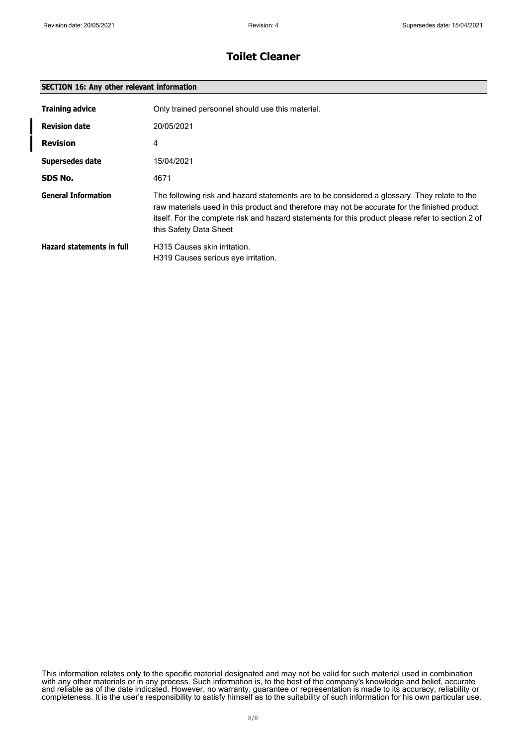# Toilet Cleaner

## SECTION 16: Any other relevant information

| | |
|---|---|
| **Training advice** | Only trained personnel should use this material. |
| **Revision date** | 20/05/2021 |
| **Revision** | 4 |
| **Supersedes date** | 15/04/2021 |
| **SDS No.** | 4671 |
| **General Information** | The following risk and hazard statements are to be considered a glossary. They relate to the raw materials used in this product and therefore may not be accurate for the finished product itself. For the complete risk and hazard statements for this product please refer to section 2 of this Safety Data Sheet |
| **Hazard statements in full** | H315 Causes skin irritation.<br>H319 Causes serious eye irritation. |

This information relates only to the specific material designated and may not be valid for such material used in combination with any other materials or in any process. Such information is, to the best of the company's knowledge and belief, accurate and reliable as of the date indicated. However, no warranty, guarantee or representation is made to its accuracy, reliability or completeness. It is the user's responsibility to satisfy himself as to the suitability of such information for his own particular use.